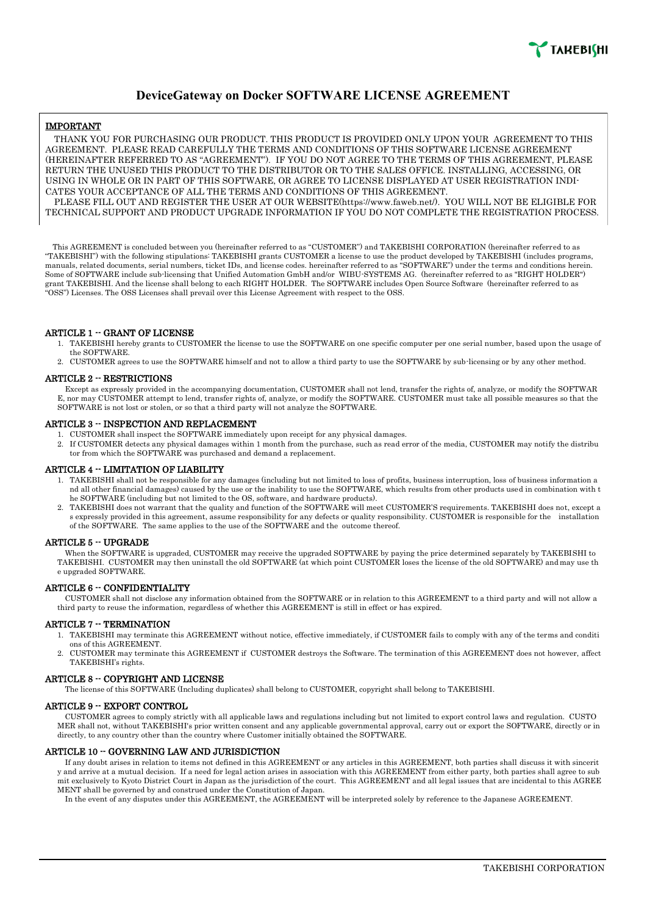# DeviceGateway on Docker SOFTWARE LICENSE AGREEMENT

**IMPORTANT**

THANK YOU FOR PURCHASING OUR PRODUCT. THIS PRODUCT IS PROVIDED ONLY UPON YOUR AGREEMENT TO THIS AGREEMENT. PLEASE READ CAREFULLY THE TERMS AND CONDITIONS OF THIS SOFTWARE LICENSE AGREEMENT (HEREINAFTER REFERRED TO AS "AGREEMENT"). IF YOU DO NOT AGREE TO THE TERMS OF THIS AGREEMENT, PLEASE RETURN THE UNUSED THIS PRODUCT TO THE DISTRIBUTOR OR TO THE SALES OFFICE. INSTALLING, ACCESSING, OR USING IN WHOLE OR IN PART OF THIS SOFTWARE, OR AGREE TO LICENSE DISPLAYED AT USER REGISTRATION INDICATES YOUR ACCEPTANCE OF ALL THE TERMS AND CONDITIONS OF THIS AGREEMENT.

PLEASE FILL OUT AND REGISTER THE USER AT OUR WEBSITE(https://www.faweb.net/). YOU WILL NOT BE ELIGIBLE FOR TECHNICAL SUPPORT AND PRODUCT UPGRADE INFORMATION IF YOU DO NOT COMPLETE THE REGISTRATION PROCESS.

This AGREEMENT is concluded between you (hereinafter referred to as "CUSTOMER") and TAKEBISHI CORPORATION (hereinafter referred to as "TAKEBISHI") with the following stipulations: TAKEBISHI grants CUSTOMER a license to use the product developed by TAKEBISHI (includes programs, manuals, related documents, serial numbers, ticket IDs, and license codes. hereinafter referred to as "SOFTWARE") under the terms and conditions herein. Some of SOFTWARE include sub-licensing that Unified Automation GmbH and/or WIBU-SYSTEMS AG. (hereinafter referred to as "RIGHT HOLDER") grant TAKEBISHI. And the license shall belong to each RIGHT HOLDER. The SOFTWARE includes Open Source Software (hereinafter referred to as "OSS") Licenses. The OSS Licenses shall prevail over this License Agreement with respect to the OSS.

## ARTICLE 1 -- GRANT OF LICENSE

1. TAKEBISHI hereby grants to CUSTOMER the license to use the SOFTWARE on one specific computer per one serial number, based upon the usage of the SOFTWARE.
2. CUSTOMER agrees to use the SOFTWARE himself and not to allow a third party to use the SOFTWARE by sub-licensing or by any other method.

## ARTICLE 2 -- RESTRICTIONS

Except as expressly provided in the accompanying documentation, CUSTOMER shall not lend, transfer the rights of, analyze, or modify the SOFTWARE, nor may CUSTOMER attempt to lend, transfer rights of, analyze, or modify the SOFTWARE. CUSTOMER must take all possible measures so that the SOFTWARE is not lost or stolen, or so that a third party will not analyze the SOFTWARE.

## ARTICLE 3 -- INSPECTION AND REPLACEMENT

1. CUSTOMER shall inspect the SOFTWARE immediately upon receipt for any physical damages.
2. If CUSTOMER detects any physical damages within 1 month from the purchase, such as read error of the media, CUSTOMER may notify the distributor from which the SOFTWARE was purchased and demand a replacement.

## ARTICLE 4 -- LIMITATION OF LIABILITY

1. TAKEBISHI shall not be responsible for any damages (including but not limited to loss of profits, business interruption, loss of business information and all other financial damages) caused by the use or the inability to use the SOFTWARE, which results from other products used in combination with the SOFTWARE (including but not limited to the OS, software, and hardware products).
2. TAKEBISHI does not warrant that the quality and function of the SOFTWARE will meet CUSTOMER'S requirements. TAKEBISHI does not, except as expressly provided in this agreement, assume responsibility for any defects or quality responsibility. CUSTOMER is responsible for the installation of the SOFTWARE. The same applies to the use of the SOFTWARE and the outcome thereof.

## ARTICLE 5 -- UPGRADE

When the SOFTWARE is upgraded, CUSTOMER may receive the upgraded SOFTWARE by paying the price determined separately by TAKEBISHI to TAKEBISHI. CUSTOMER may then uninstall the old SOFTWARE (at which point CUSTOMER loses the license of the old SOFTWARE) and may use the upgraded SOFTWARE.

## ARTICLE 6 -- CONFIDENTIALITY

CUSTOMER shall not disclose any information obtained from the SOFTWARE or in relation to this AGREEMENT to a third party and will not allow a third party to reuse the information, regardless of whether this AGREEMENT is still in effect or has expired.

## ARTICLE 7 -- TERMINATION

1. TAKEBISHI may terminate this AGREEMENT without notice, effective immediately, if CUSTOMER fails to comply with any of the terms and conditions of this AGREEMENT.
2. CUSTOMER may terminate this AGREEMENT if CUSTOMER destroys the Software. The termination of this AGREEMENT does not however, affect TAKEBISHI's rights.

## ARTICLE 8 -- COPYRIGHT AND LICENSE

The license of this SOFTWARE (Including duplicates) shall belong to CUSTOMER, copyright shall belong to TAKEBISHI.

## ARTICLE 9 -- EXPORT CONTROL

CUSTOMER agrees to comply strictly with all applicable laws and regulations including but not limited to export control laws and regulation. CUSTOMER shall not, without TAKEBISHI's prior written consent and any applicable governmental approval, carry out or export the SOFTWARE, directly or indirectly, to any country other than the country where Customer initially obtained the SOFTWARE.

## ARTICLE 10 -- GOVERNING LAW AND JURISDICTION

If any doubt arises in relation to items not defined in this AGREEMENT or any articles in this AGREEMENT, both parties shall discuss it with sincerity and arrive at a mutual decision. If a need for legal action arises in association with this AGREEMENT from either party, both parties shall agree to submit exclusively to Kyoto District Court in Japan as the jurisdiction of the court. This AGREEMENT and all legal issues that are incidental to this AGREEMENT shall be governed by and construed under the Constitution of Japan.

In the event of any disputes under this AGREEMENT, the AGREEMENT will be interpreted solely by reference to the Japanese AGREEMENT.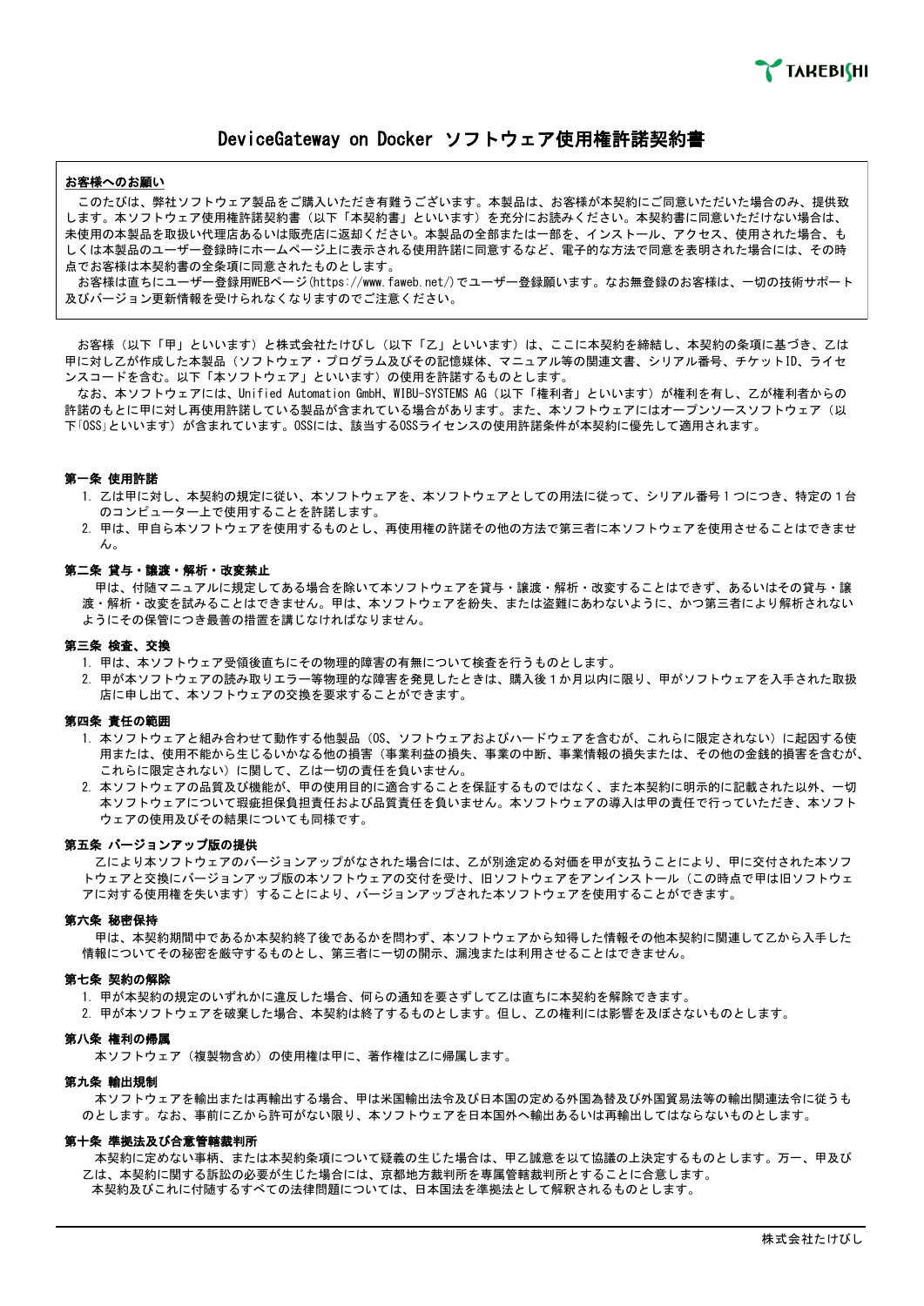# DeviceGateway on Docker ソフトウェア使用権許諾契約書

**お客様へのお願い**

このたびは、弊社ソフトウェア製品をご購入いただき有難うございます。本製品は、お客様が本契約にご同意いただいた場合のみ、提供致します。本ソフトウェア使用権許諾契約書（以下「本契約書」といいます）を充分にお読みください。本契約書に同意いただけない場合は、未使用の本製品を取扱い代理店あるいは販売店に返却ください。本製品の全部または一部を、インストール、アクセス、使用された場合、もしくは本製品のユーザー登録時にホームページ上に表示される使用許諾に同意するなど、電子的な方法で同意を表明された場合には、その時点でお客様は本契約書の全条項に同意されたものとします。

お客様は直ちにユーザー登録用WEBページ(https://www.faweb.net/)でユーザー登録願います。なお無登録のお客様は、一切の技術サポート及びバージョン更新情報を受けられなくなりますのでご注意ください。

お客様（以下「甲」といいます）と株式会社たけびし（以下「乙」といいます）は、ここに本契約を締結し、本契約の条項に基づき、乙は甲に対し乙が作成した本製品（ソフトウェア・プログラム及びその記憶媒体、マニュアル等の関連文書、シリアル番号、チケットID、ライセンスコードを含む。以下「本ソフトウェア」といいます）の使用を許諾するものとします。

なお、本ソフトウェアには、Unified Automation GmbH、WIBU-SYSTEMS AG（以下「権利者」といいます）が権利を有し、乙が権利者からの許諾のもとに甲に対し再使用許諾している製品が含まれている場合があります。また、本ソフトウェアにはオープンソースソフトウェア（以下｢OSS｣といいます）が含まれています。OSSには、該当するOSSライセンスの使用許諾条件が本契約に優先して適用されます。

**第一条 使用許諾**

1. 乙は甲に対し、本契約の規定に従い、本ソフトウェアを、本ソフトウェアとしての用法に従って、シリアル番号１つにつき、特定の１台のコンピューター上で使用することを許諾します。
2. 甲は、甲自ら本ソフトウェアを使用するものとし、再使用権の許諾その他の方法で第三者に本ソフトウェアを使用させることはできません。

**第二条 貸与・譲渡・解析・改変禁止**

甲は、付随マニュアルに規定してある場合を除いて本ソフトウェアを貸与・譲渡・解析・改変することはできず、あるいはその貸与・譲渡・解析・改変を試みることはできません。甲は、本ソフトウェアを紛失、または盗難にあわないように、かつ第三者により解析されないようにその保管につき最善の措置を講じなければなりません。

**第三条 検査、交換**

1. 甲は、本ソフトウェア受領後直ちにその物理的障害の有無について検査を行うものとします。
2. 甲が本ソフトウェアの読み取りエラー等物理的な障害を発見したときは、購入後１か月以内に限り、甲がソフトウェアを入手された取扱店に申し出て、本ソフトウェアの交換を要求することができます。

**第四条 責任の範囲**

1. 本ソフトウェアと組み合わせて動作する他製品（OS、ソフトウェアおよびハードウェアを含むが、これらに限定されない）に起因する使用または、使用不能から生じるいかなる他の損害（事業利益の損失、事業の中断、事業情報の損失または、その他の金銭的損害を含むが、これらに限定されない）に関して、乙は一切の責任を負いません。
2. 本ソフトウェアの品質及び機能が、甲の使用目的に適合することを保証するものではなく、また本契約に明示的に記載された以外、一切本ソフトウェアについて瑕疵担保負担責任および品質責任を負いません。本ソフトウェアの導入は甲の責任で行っていただき、本ソフトウェアの使用及びその結果についても同様です。

**第五条 バージョンアップ版の提供**

乙により本ソフトウェアのバージョンアップがなされた場合には、乙が別途定める対価を甲が支払うことにより、甲に交付された本ソフトウェアと交換にバージョンアップ版の本ソフトウェアの交付を受け、旧ソフトウェアをアンインストール（この時点で甲は旧ソフトウェアに対する使用権を失います）することにより、バージョンアップされた本ソフトウェアを使用することができます。

**第六条 秘密保持**

甲は、本契約期間中であるか本契約終了後であるかを問わず、本ソフトウェアから知得した情報その他本契約に関連して乙から入手した情報についてその秘密を厳守するものとし、第三者に一切の開示、漏洩または利用させることはできません。

**第七条 契約の解除**

1. 甲が本契約の規定のいずれかに違反した場合、何らの通知を要さずして乙は直ちに本契約を解除できます。
2. 甲が本ソフトウェアを破棄した場合、本契約は終了するものとします。但し、乙の権利には影響を及ぼさないものとします。

**第八条 権利の帰属**

本ソフトウェア（複製物含め）の使用権は甲に、著作権は乙に帰属します。

**第九条 輸出規制**

本ソフトウェアを輸出または再輸出する場合、甲は米国輸出法令及び日本国の定める外国為替及び外国貿易法等の輸出関連法令に従うものとします。なお、事前に乙から許可がない限り、本ソフトウェアを日本国外へ輸出あるいは再輸出してはならないものとします。

**第十条 準拠法及び合意管轄裁判所**

本契約に定めない事柄、または本契約条項について疑義の生じた場合は、甲乙誠意を以て協議の上決定するものとします。万一、甲及び乙は、本契約に関する訴訟の必要が生じた場合には、京都地方裁判所を専属管轄裁判所とすることに合意します。

本契約及びこれに付随するすべての法律問題については、日本国法を準拠法として解釈されるものとします。

株式会社たけびし